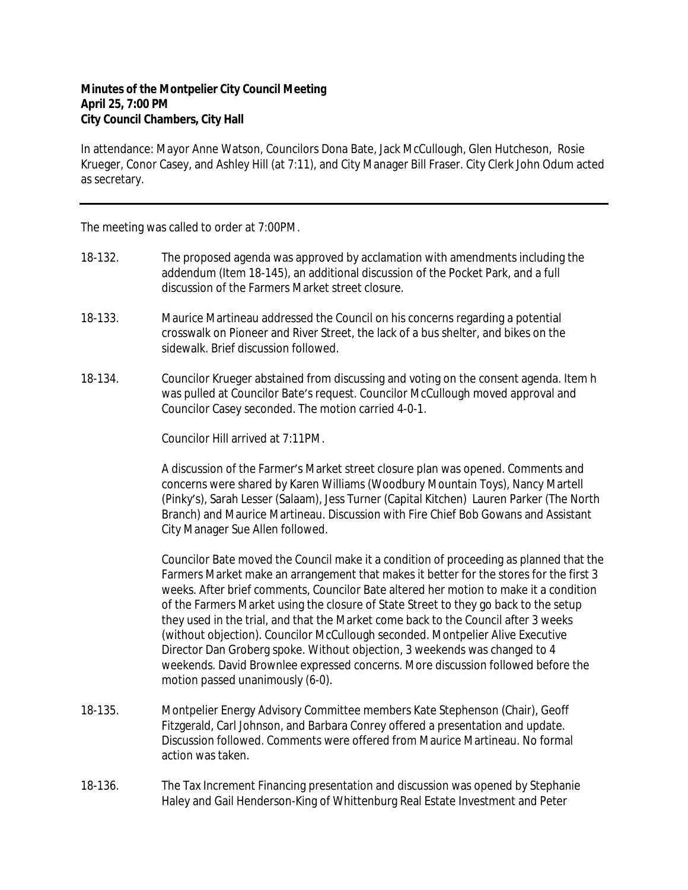**Minutes of the Montpelier City Council Meeting**
**April 25, 7:00 PM**
**City Council Chambers, City Hall**

In attendance: Mayor Anne Watson, Councilors Dona Bate, Jack McCullough, Glen Hutcheson, Rosie Krueger, Conor Casey, and Ashley Hill (at 7:11), and City Manager Bill Fraser. City Clerk John Odum acted as secretary.

---

The meeting was called to order at 7:00PM.

18-132. The proposed agenda was approved by acclamation with amendments including the addendum (Item 18-145), an additional discussion of the Pocket Park, and a full discussion of the Farmers Market street closure.

18-133. Maurice Martineau addressed the Council on his concerns regarding a potential crosswalk on Pioneer and River Street, the lack of a bus shelter, and bikes on the sidewalk. Brief discussion followed.

18-134. Councilor Krueger abstained from discussing and voting on the consent agenda. Item h was pulled at Councilor Bate's request. Councilor McCullough moved approval and Councilor Casey seconded. The motion carried 4-0-1.

Councilor Hill arrived at 7:11PM.

A discussion of the Farmer's Market street closure plan was opened. Comments and concerns were shared by Karen Williams (Woodbury Mountain Toys), Nancy Martell (Pinky's), Sarah Lesser (Salaam), Jess Turner (Capital Kitchen) Lauren Parker (The North Branch) and Maurice Martineau. Discussion with Fire Chief Bob Gowans and Assistant City Manager Sue Allen followed.

Councilor Bate moved the Council make it a condition of proceeding as planned that the Farmers Market make an arrangement that makes it better for the stores for the first 3 weeks. After brief comments, Councilor Bate altered her motion to make it a condition of the Farmers Market using the closure of State Street to they go back to the setup they used in the trial, and that the Market come back to the Council after 3 weeks (without objection). Councilor McCullough seconded. Montpelier Alive Executive Director Dan Groberg spoke. Without objection, 3 weekends was changed to 4 weekends. David Brownlee expressed concerns. More discussion followed before the motion passed unanimously (6-0).

18-135. Montpelier Energy Advisory Committee members Kate Stephenson (Chair), Geoff Fitzgerald, Carl Johnson, and Barbara Conrey offered a presentation and update. Discussion followed. Comments were offered from Maurice Martineau. No formal action was taken.

18-136. The Tax Increment Financing presentation and discussion was opened by Stephanie Haley and Gail Henderson-King of Whittenburg Real Estate Investment and Peter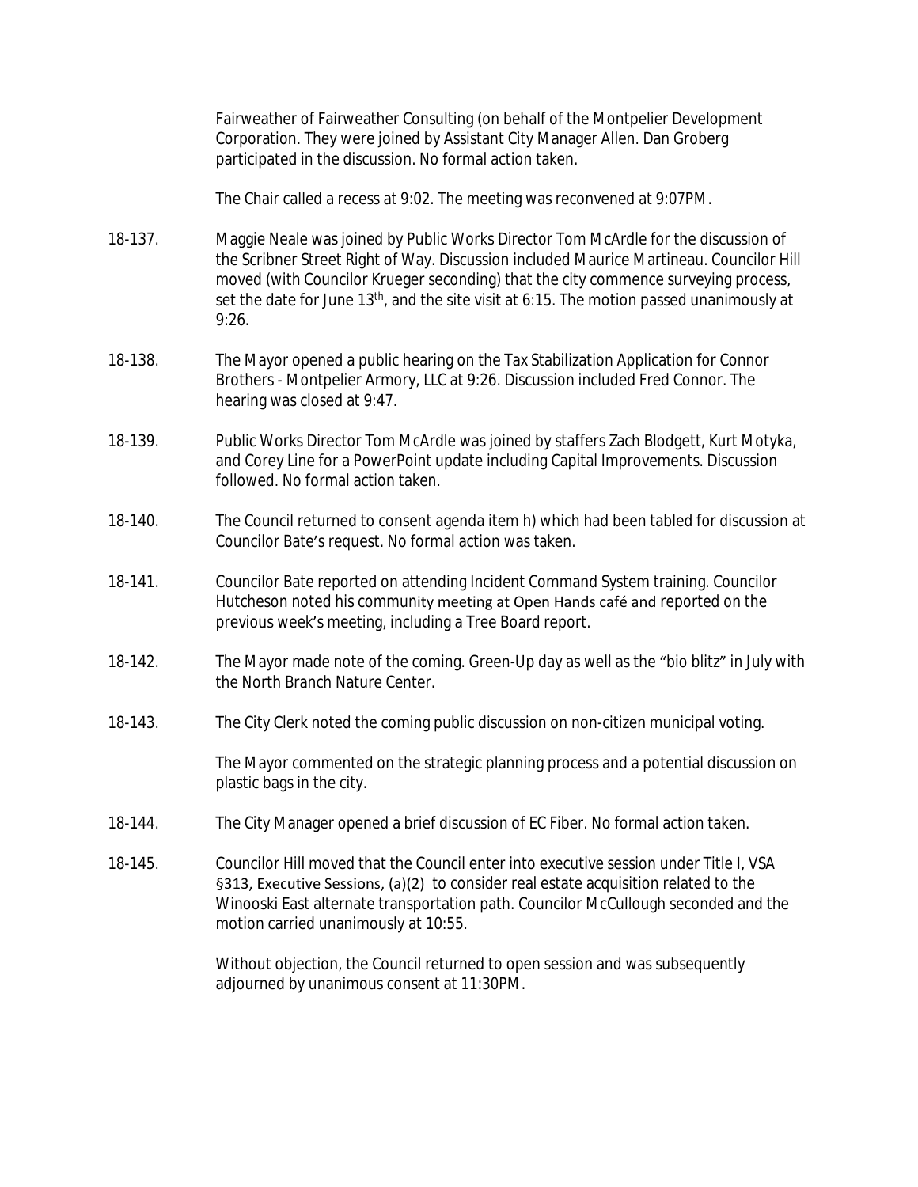Fairweather of Fairweather Consulting (on behalf of the Montpelier Development Corporation. They were joined by Assistant City Manager Allen. Dan Groberg participated in the discussion. No formal action taken.

The Chair called a recess at 9:02. The meeting was reconvened at 9:07PM.

18-137. Maggie Neale was joined by Public Works Director Tom McArdle for the discussion of the Scribner Street Right of Way. Discussion included Maurice Martineau. Councilor Hill moved (with Councilor Krueger seconding) that the city commence surveying process, set the date for June 13th, and the site visit at 6:15. The motion passed unanimously at 9:26.

18-138. The Mayor opened a public hearing on the Tax Stabilization Application for Connor Brothers - Montpelier Armory, LLC at 9:26. Discussion included Fred Connor. The hearing was closed at 9:47.

18-139. Public Works Director Tom McArdle was joined by staffers Zach Blodgett, Kurt Motyka, and Corey Line for a PowerPoint update including Capital Improvements. Discussion followed. No formal action taken.

18-140. The Council returned to consent agenda item h) which had been tabled for discussion at Councilor Bate's request. No formal action was taken.

18-141. Councilor Bate reported on attending Incident Command System training. Councilor Hutcheson noted his community meeting at Open Hands café and reported on the previous week's meeting, including a Tree Board report.

18-142. The Mayor made note of the coming. Green-Up day as well as the "bio blitz" in July with the North Branch Nature Center.

18-143. The City Clerk noted the coming public discussion on non-citizen municipal voting.

The Mayor commented on the strategic planning process and a potential discussion on plastic bags in the city.

18-144. The City Manager opened a brief discussion of EC Fiber. No formal action taken.

18-145. Councilor Hill moved that the Council enter into executive session under Title I, VSA §313, Executive Sessions, (a)(2) to consider real estate acquisition related to the Winooski East alternate transportation path. Councilor McCullough seconded and the motion carried unanimously at 10:55.

Without objection, the Council returned to open session and was subsequently adjourned by unanimous consent at 11:30PM.